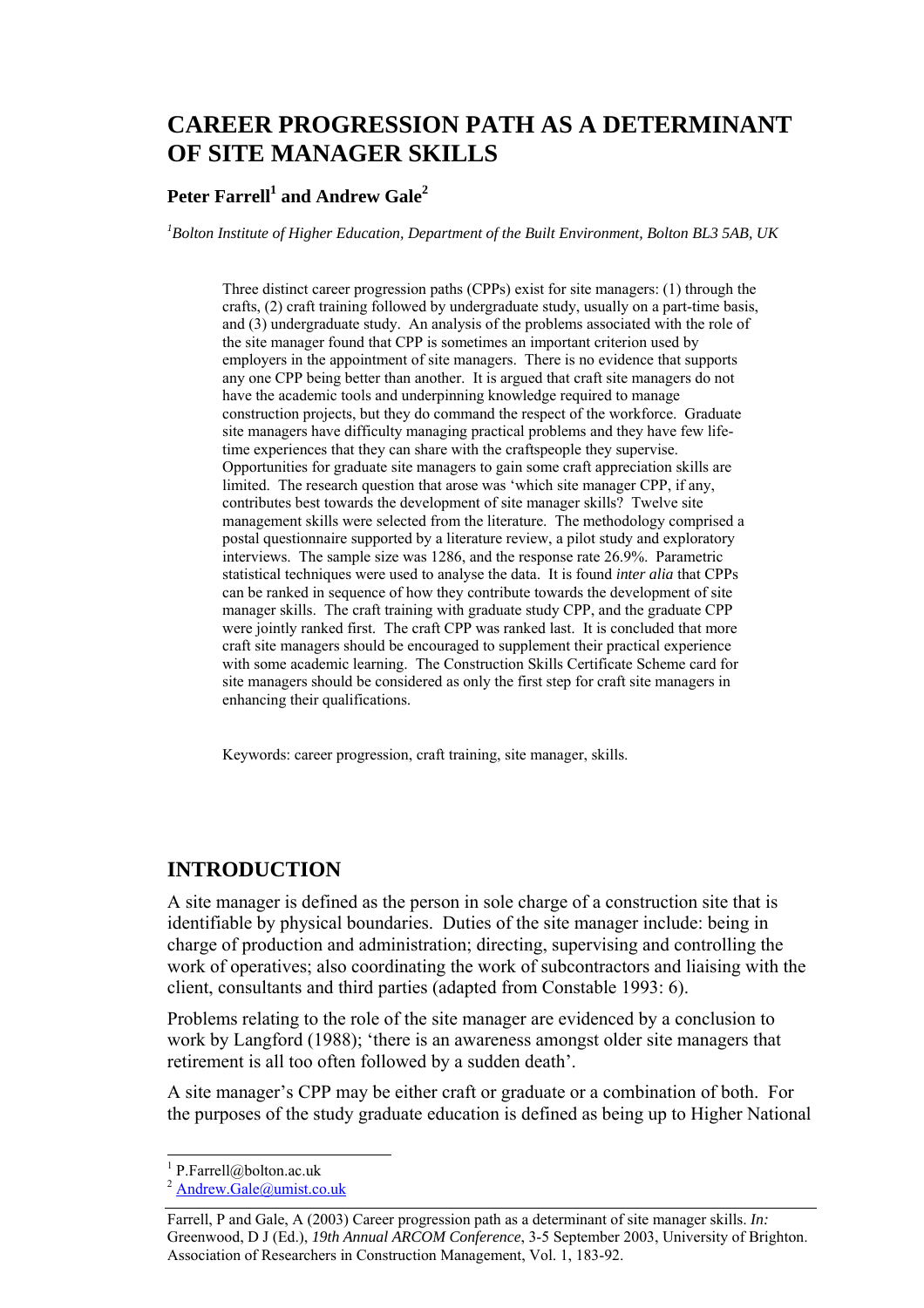# CAREER PROGRESSION PATH AS A DETERMINANT OF SITE MANAGER SKILLS

**Peter Farrell[1] and Andrew Gale[2]**

[1]*Bolton Institute of Higher Education, Department of the Built Environment, Bolton BL3 5AB, UK*

Three distinct career progression paths (CPPs) exist for site managers: (1) through the crafts, (2) craft training followed by undergraduate study, usually on a part-time basis, and (3) undergraduate study. An analysis of the problems associated with the role of the site manager found that CPP is sometimes an important criterion used by employers in the appointment of site managers. There is no evidence that supports any one CPP being better than another. It is argued that craft site managers do not have the academic tools and underpinning knowledge required to manage construction projects, but they do command the respect of the workforce. Graduate site managers have difficulty managing practical problems and they have few life-time experiences that they can share with the craftspeople they supervise. Opportunities for graduate site managers to gain some craft appreciation skills are limited. The research question that arose was 'which site manager CPP, if any, contributes best towards the development of site manager skills? Twelve site management skills were selected from the literature. The methodology comprised a postal questionnaire supported by a literature review, a pilot study and exploratory interviews. The sample size was 1286, and the response rate 26.9%. Parametric statistical techniques were used to analyse the data. It is found *inter alia* that CPPs can be ranked in sequence of how they contribute towards the development of site manager skills. The craft training with graduate study CPP, and the graduate CPP were jointly ranked first. The craft CPP was ranked last. It is concluded that more craft site managers should be encouraged to supplement their practical experience with some academic learning. The Construction Skills Certificate Scheme card for site managers should be considered as only the first step for craft site managers in enhancing their qualifications.

Keywords: career progression, craft training, site manager, skills.

## INTRODUCTION

A site manager is defined as the person in sole charge of a construction site that is identifiable by physical boundaries. Duties of the site manager include: being in charge of production and administration; directing, supervising and controlling the work of operatives; also coordinating the work of subcontractors and liaising with the client, consultants and third parties (adapted from Constable 1993: 6).

Problems relating to the role of the site manager are evidenced by a conclusion to work by Langford (1988); 'there is an awareness amongst older site managers that retirement is all too often followed by a sudden death'.

A site manager's CPP may be either craft or graduate or a combination of both. For the purposes of the study graduate education is defined as being up to Higher National

[1] P.Farrell@bolton.ac.uk
[2] Andrew.Gale@umist.co.uk

Farrell, P and Gale, A (2003) Career progression path as a determinant of site manager skills. *In:* Greenwood, D J (Ed.), *19th Annual ARCOM Conference*, 3-5 September 2003, University of Brighton. Association of Researchers in Construction Management, Vol. 1, 183-92.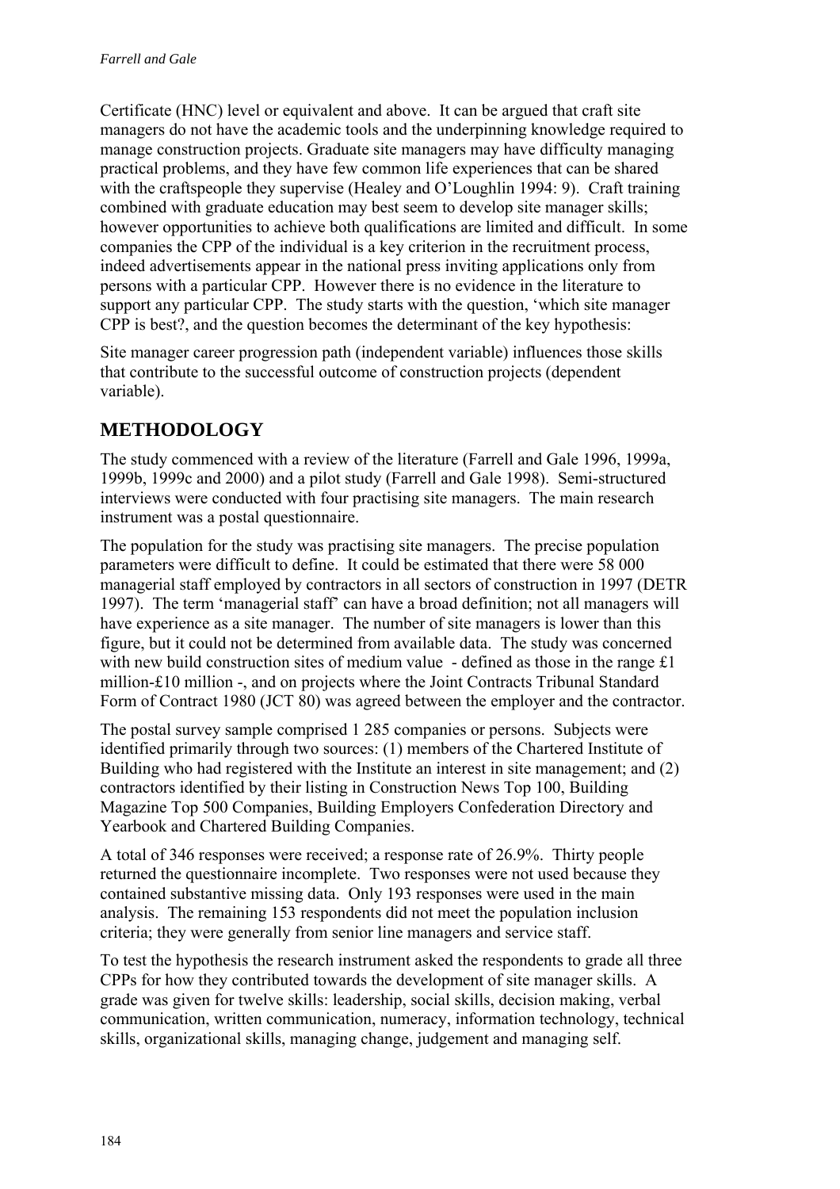Certificate (HNC) level or equivalent and above. It can be argued that craft site managers do not have the academic tools and the underpinning knowledge required to manage construction projects. Graduate site managers may have difficulty managing practical problems, and they have few common life experiences that can be shared with the craftspeople they supervise (Healey and O'Loughlin 1994: 9). Craft training combined with graduate education may best seem to develop site manager skills; however opportunities to achieve both qualifications are limited and difficult. In some companies the CPP of the individual is a key criterion in the recruitment process, indeed advertisements appear in the national press inviting applications only from persons with a particular CPP. However there is no evidence in the literature to support any particular CPP. The study starts with the question, 'which site manager CPP is best?, and the question becomes the determinant of the key hypothesis:

Site manager career progression path (independent variable) influences those skills that contribute to the successful outcome of construction projects (dependent variable).

## METHODOLOGY

The study commenced with a review of the literature (Farrell and Gale 1996, 1999a, 1999b, 1999c and 2000) and a pilot study (Farrell and Gale 1998). Semi-structured interviews were conducted with four practising site managers. The main research instrument was a postal questionnaire.

The population for the study was practising site managers. The precise population parameters were difficult to define. It could be estimated that there were 58 000 managerial staff employed by contractors in all sectors of construction in 1997 (DETR 1997). The term 'managerial staff' can have a broad definition; not all managers will have experience as a site manager. The number of site managers is lower than this figure, but it could not be determined from available data. The study was concerned with new build construction sites of medium value - defined as those in the range £1 million-£10 million -, and on projects where the Joint Contracts Tribunal Standard Form of Contract 1980 (JCT 80) was agreed between the employer and the contractor.

The postal survey sample comprised 1 285 companies or persons. Subjects were identified primarily through two sources: (1) members of the Chartered Institute of Building who had registered with the Institute an interest in site management; and (2) contractors identified by their listing in Construction News Top 100, Building Magazine Top 500 Companies, Building Employers Confederation Directory and Yearbook and Chartered Building Companies.

A total of 346 responses were received; a response rate of 26.9%. Thirty people returned the questionnaire incomplete. Two responses were not used because they contained substantive missing data. Only 193 responses were used in the main analysis. The remaining 153 respondents did not meet the population inclusion criteria; they were generally from senior line managers and service staff.

To test the hypothesis the research instrument asked the respondents to grade all three CPPs for how they contributed towards the development of site manager skills. A grade was given for twelve skills: leadership, social skills, decision making, verbal communication, written communication, numeracy, information technology, technical skills, organizational skills, managing change, judgement and managing self.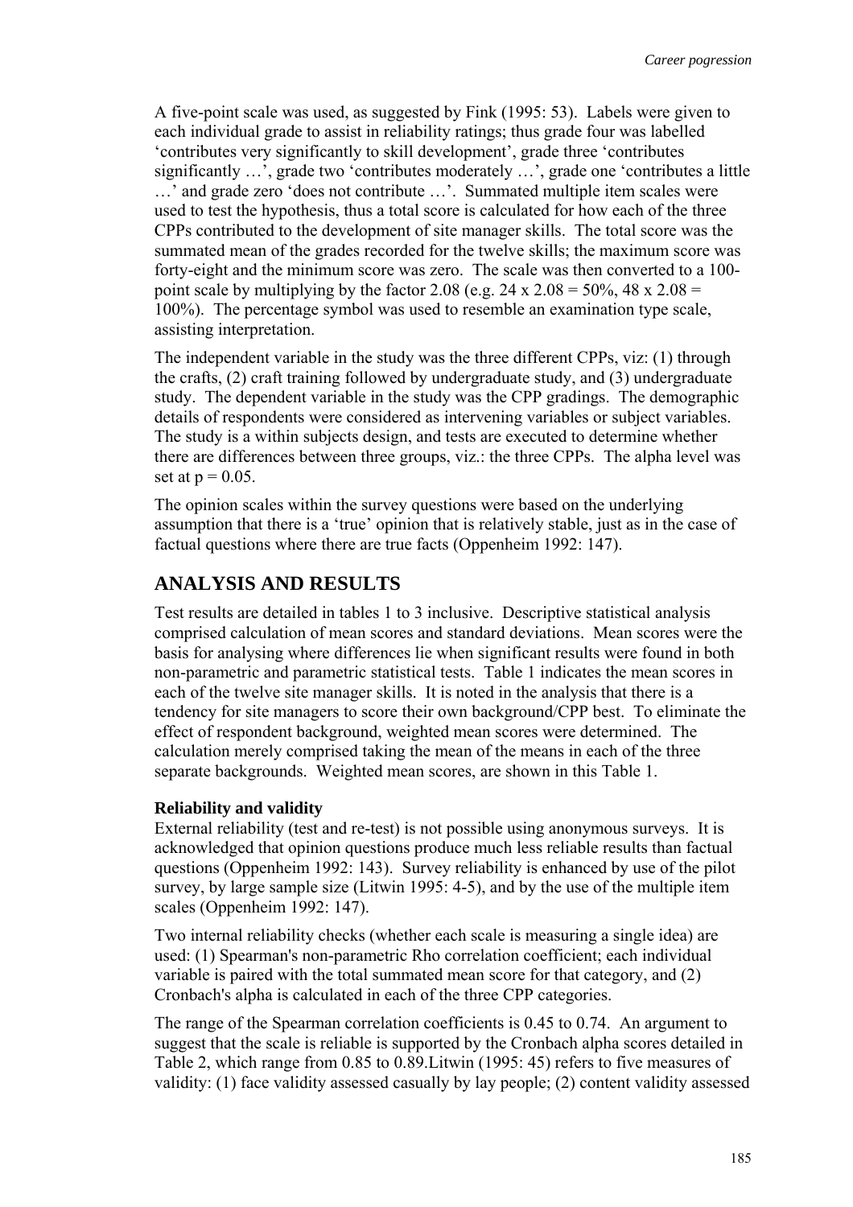A five-point scale was used, as suggested by Fink (1995: 53). Labels were given to each individual grade to assist in reliability ratings; thus grade four was labelled 'contributes very significantly to skill development', grade three 'contributes significantly …', grade two 'contributes moderately …', grade one 'contributes a little …' and grade zero 'does not contribute …'. Summated multiple item scales were used to test the hypothesis, thus a total score is calculated for how each of the three CPPs contributed to the development of site manager skills. The total score was the summated mean of the grades recorded for the twelve skills; the maximum score was forty-eight and the minimum score was zero. The scale was then converted to a 100-point scale by multiplying by the factor 2.08 (e.g. 24 x 2.08 = 50%, 48 x 2.08 = 100%). The percentage symbol was used to resemble an examination type scale, assisting interpretation.

The independent variable in the study was the three different CPPs, viz: (1) through the crafts, (2) craft training followed by undergraduate study, and (3) undergraduate study. The dependent variable in the study was the CPP gradings. The demographic details of respondents were considered as intervening variables or subject variables. The study is a within subjects design, and tests are executed to determine whether there are differences between three groups, viz.: the three CPPs. The alpha level was set at $p = 0.05$.

The opinion scales within the survey questions were based on the underlying assumption that there is a 'true' opinion that is relatively stable, just as in the case of factual questions where there are true facts (Oppenheim 1992: 147).

## ANALYSIS AND RESULTS

Test results are detailed in tables 1 to 3 inclusive. Descriptive statistical analysis comprised calculation of mean scores and standard deviations. Mean scores were the basis for analysing where differences lie when significant results were found in both non-parametric and parametric statistical tests. Table 1 indicates the mean scores in each of the twelve site manager skills. It is noted in the analysis that there is a tendency for site managers to score their own background/CPP best. To eliminate the effect of respondent background, weighted mean scores were determined. The calculation merely comprised taking the mean of the means in each of the three separate backgrounds. Weighted mean scores, are shown in this Table 1.

### Reliability and validity

External reliability (test and re-test) is not possible using anonymous surveys. It is acknowledged that opinion questions produce much less reliable results than factual questions (Oppenheim 1992: 143). Survey reliability is enhanced by use of the pilot survey, by large sample size (Litwin 1995: 4-5), and by the use of the multiple item scales (Oppenheim 1992: 147).

Two internal reliability checks (whether each scale is measuring a single idea) are used: (1) Spearman's non-parametric Rho correlation coefficient; each individual variable is paired with the total summated mean score for that category, and (2) Cronbach's alpha is calculated in each of the three CPP categories.

The range of the Spearman correlation coefficients is 0.45 to 0.74. An argument to suggest that the scale is reliable is supported by the Cronbach alpha scores detailed in Table 2, which range from 0.85 to 0.89.Litwin (1995: 45) refers to five measures of validity: (1) face validity assessed casually by lay people; (2) content validity assessed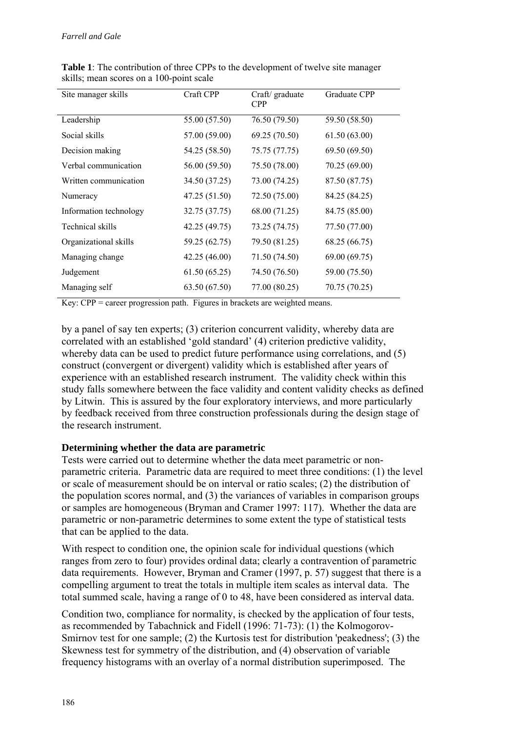**Table 1**: The contribution of three CPPs to the development of twelve site manager skills; mean scores on a 100-point scale

| Site manager skills | Craft CPP | Craft/ graduate CPP | Graduate CPP |
|---|---|---|---|
| Leadership | 55.00 (57.50) | 76.50 (79.50) | 59.50 (58.50) |
| Social skills | 57.00 (59.00) | 69.25 (70.50) | 61.50 (63.00) |
| Decision making | 54.25 (58.50) | 75.75 (77.75) | 69.50 (69.50) |
| Verbal communication | 56.00 (59.50) | 75.50 (78.00) | 70.25 (69.00) |
| Written communication | 34.50 (37.25) | 73.00 (74.25) | 87.50 (87.75) |
| Numeracy | 47.25 (51.50) | 72.50 (75.00) | 84.25 (84.25) |
| Information technology | 32.75 (37.75) | 68.00 (71.25) | 84.75 (85.00) |
| Technical skills | 42.25 (49.75) | 73.25 (74.75) | 77.50 (77.00) |
| Organizational skills | 59.25 (62.75) | 79.50 (81.25) | 68.25 (66.75) |
| Managing change | 42.25 (46.00) | 71.50 (74.50) | 69.00 (69.75) |
| Judgement | 61.50 (65.25) | 74.50 (76.50) | 59.00 (75.50) |
| Managing self | 63.50 (67.50) | 77.00 (80.25) | 70.75 (70.25) |

Key: CPP = career progression path. Figures in brackets are weighted means.

by a panel of say ten experts; (3) criterion concurrent validity, whereby data are correlated with an established 'gold standard' (4) criterion predictive validity, whereby data can be used to predict future performance using correlations, and (5) construct (convergent or divergent) validity which is established after years of experience with an established research instrument. The validity check within this study falls somewhere between the face validity and content validity checks as defined by Litwin. This is assured by the four exploratory interviews, and more particularly by feedback received from three construction professionals during the design stage of the research instrument.

### Determining whether the data are parametric

Tests were carried out to determine whether the data meet parametric or non-parametric criteria. Parametric data are required to meet three conditions: (1) the level or scale of measurement should be on interval or ratio scales; (2) the distribution of the population scores normal, and (3) the variances of variables in comparison groups or samples are homogeneous (Bryman and Cramer 1997: 117). Whether the data are parametric or non-parametric determines to some extent the type of statistical tests that can be applied to the data.

With respect to condition one, the opinion scale for individual questions (which ranges from zero to four) provides ordinal data; clearly a contravention of parametric data requirements. However, Bryman and Cramer (1997, p. 57) suggest that there is a compelling argument to treat the totals in multiple item scales as interval data. The total summed scale, having a range of 0 to 48, have been considered as interval data.

Condition two, compliance for normality, is checked by the application of four tests, as recommended by Tabachnick and Fidell (1996: 71-73): (1) the Kolmogorov-Smirnov test for one sample; (2) the Kurtosis test for distribution 'peakedness'; (3) the Skewness test for symmetry of the distribution, and (4) observation of variable frequency histograms with an overlay of a normal distribution superimposed. The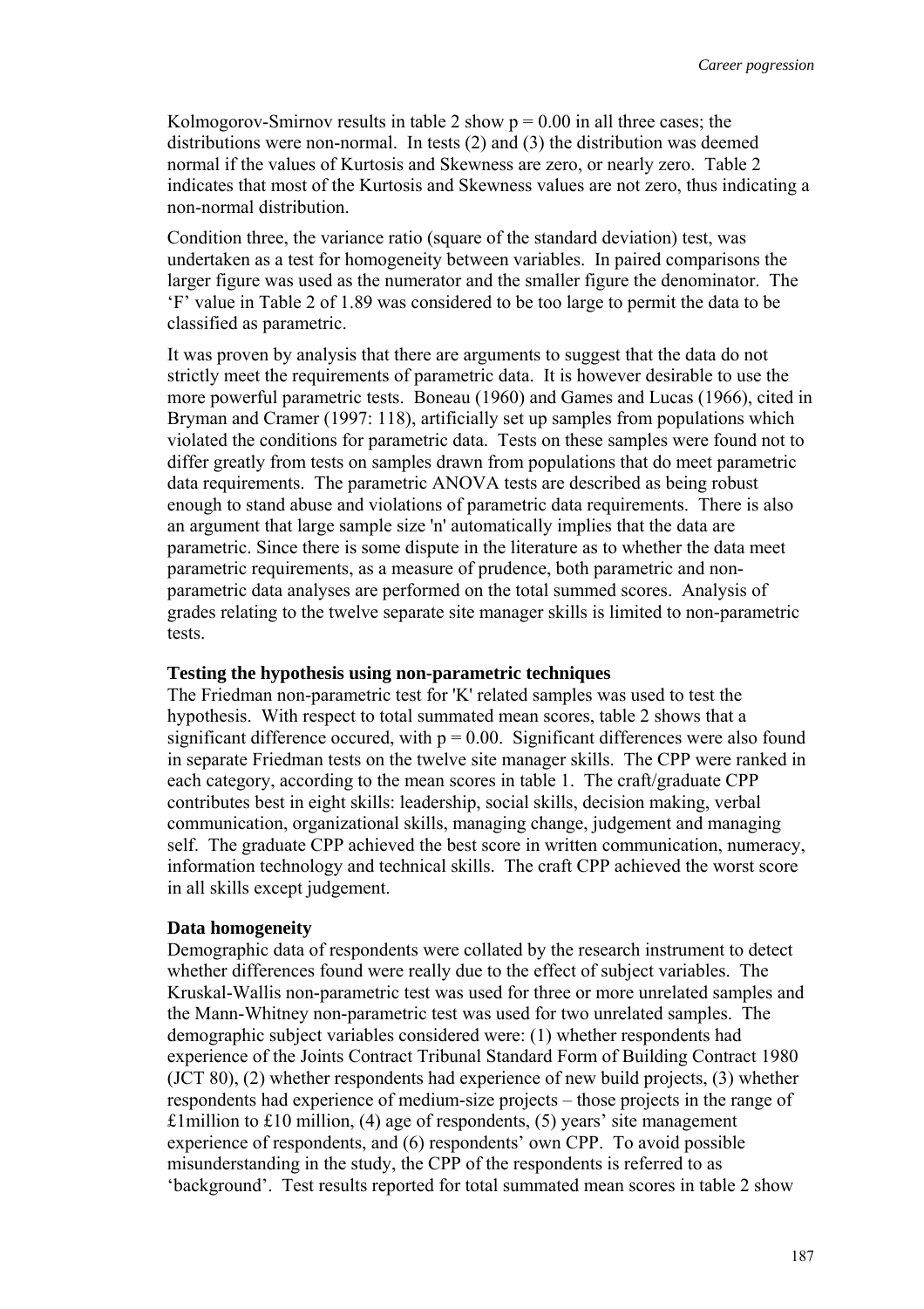Kolmogorov-Smirnov results in table 2 show $p = 0.00$ in all three cases; the distributions were non-normal. In tests (2) and (3) the distribution was deemed normal if the values of Kurtosis and Skewness are zero, or nearly zero. Table 2 indicates that most of the Kurtosis and Skewness values are not zero, thus indicating a non-normal distribution.

Condition three, the variance ratio (square of the standard deviation) test, was undertaken as a test for homogeneity between variables. In paired comparisons the larger figure was used as the numerator and the smaller figure the denominator. The 'F' value in Table 2 of 1.89 was considered to be too large to permit the data to be classified as parametric.

It was proven by analysis that there are arguments to suggest that the data do not strictly meet the requirements of parametric data. It is however desirable to use the more powerful parametric tests. Boneau (1960) and Games and Lucas (1966), cited in Bryman and Cramer (1997: 118), artificially set up samples from populations which violated the conditions for parametric data. Tests on these samples were found not to differ greatly from tests on samples drawn from populations that do meet parametric data requirements. The parametric ANOVA tests are described as being robust enough to stand abuse and violations of parametric data requirements. There is also an argument that large sample size 'n' automatically implies that the data are parametric. Since there is some dispute in the literature as to whether the data meet parametric requirements, as a measure of prudence, both parametric and non-parametric data analyses are performed on the total summed scores. Analysis of grades relating to the twelve separate site manager skills is limited to non-parametric tests.

**Testing the hypothesis using non-parametric techniques**

The Friedman non-parametric test for 'K' related samples was used to test the hypothesis. With respect to total summated mean scores, table 2 shows that a significant difference occured, with $p = 0.00$. Significant differences were also found in separate Friedman tests on the twelve site manager skills. The CPP were ranked in each category, according to the mean scores in table 1. The craft/graduate CPP contributes best in eight skills: leadership, social skills, decision making, verbal communication, organizational skills, managing change, judgement and managing self. The graduate CPP achieved the best score in written communication, numeracy, information technology and technical skills. The craft CPP achieved the worst score in all skills except judgement.

**Data homogeneity**

Demographic data of respondents were collated by the research instrument to detect whether differences found were really due to the effect of subject variables. The Kruskal-Wallis non-parametric test was used for three or more unrelated samples and the Mann-Whitney non-parametric test was used for two unrelated samples. The demographic subject variables considered were: (1) whether respondents had experience of the Joints Contract Tribunal Standard Form of Building Contract 1980 (JCT 80), (2) whether respondents had experience of new build projects, (3) whether respondents had experience of medium-size projects – those projects in the range of £1million to £10 million, (4) age of respondents, (5) years' site management experience of respondents, and (6) respondents' own CPP. To avoid possible misunderstanding in the study, the CPP of the respondents is referred to as 'background'. Test results reported for total summated mean scores in table 2 show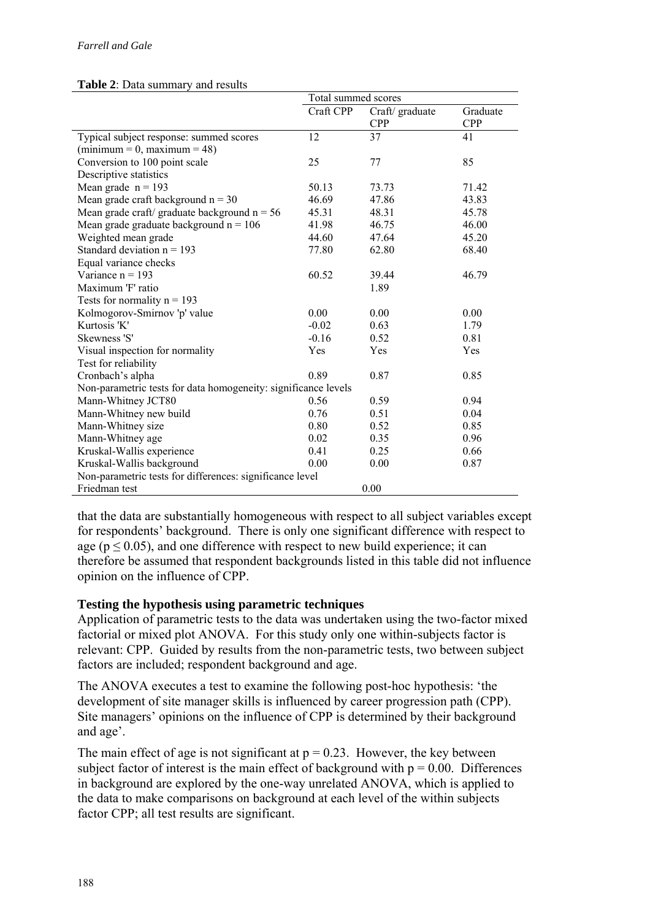**Table 2**: Data summary and results

| | Total summed scores | | |
|---|---|---|---|
| | Craft CPP | Craft/ graduate CPP | Graduate CPP |
| Typical subject response: summed scores (minimum = 0, maximum = 48) | 12 | 37 | 41 |
| Conversion to 100 point scale | 25 | 77 | 85 |
| Descriptive statistics | | | |
| Mean grade n = 193 | 50.13 | 73.73 | 71.42 |
| Mean grade craft background n = 30 | 46.69 | 47.86 | 43.83 |
| Mean grade craft/ graduate background n = 56 | 45.31 | 48.31 | 45.78 |
| Mean grade graduate background n = 106 | 41.98 | 46.75 | 46.00 |
| Weighted mean grade | 44.60 | 47.64 | 45.20 |
| Standard deviation n = 193 | 77.80 | 62.80 | 68.40 |
| Equal variance checks | | | |
| Variance n = 193 | 60.52 | 39.44 | 46.79 |
| Maximum 'F' ratio | | 1.89 | |
| Tests for normality n = 193 | | | |
| Kolmogorov-Smirnov 'p' value | 0.00 | 0.00 | 0.00 |
| Kurtosis 'K' | -0.02 | 0.63 | 1.79 |
| Skewness 'S' | -0.16 | 0.52 | 0.81 |
| Visual inspection for normality | Yes | Yes | Yes |
| Test for reliability | | | |
| Cronbach's alpha | 0.89 | 0.87 | 0.85 |
| Non-parametric tests for data homogeneity: significance levels | | | |
| Mann-Whitney JCT80 | 0.56 | 0.59 | 0.94 |
| Mann-Whitney new build | 0.76 | 0.51 | 0.04 |
| Mann-Whitney size | 0.80 | 0.52 | 0.85 |
| Mann-Whitney age | 0.02 | 0.35 | 0.96 |
| Kruskal-Wallis experience | 0.41 | 0.25 | 0.66 |
| Kruskal-Wallis background | 0.00 | 0.00 | 0.87 |
| Non-parametric tests for differences: significance level | | | |
| Friedman test | | 0.00 | |

that the data are substantially homogeneous with respect to all subject variables except for respondents' background. There is only one significant difference with respect to age ($p \leq 0.05$), and one difference with respect to new build experience; it can therefore be assumed that respondent backgrounds listed in this table did not influence opinion on the influence of CPP.

**Testing the hypothesis using parametric techniques**

Application of parametric tests to the data was undertaken using the two-factor mixed factorial or mixed plot ANOVA. For this study only one within-subjects factor is relevant: CPP. Guided by results from the non-parametric tests, two between subject factors are included; respondent background and age.

The ANOVA executes a test to examine the following post-hoc hypothesis: 'the development of site manager skills is influenced by career progression path (CPP). Site managers' opinions on the influence of CPP is determined by their background and age'.

The main effect of age is not significant at $p = 0.23$. However, the key between subject factor of interest is the main effect of background with $p = 0.00$. Differences in background are explored by the one-way unrelated ANOVA, which is applied to the data to make comparisons on background at each level of the within subjects factor CPP; all test results are significant.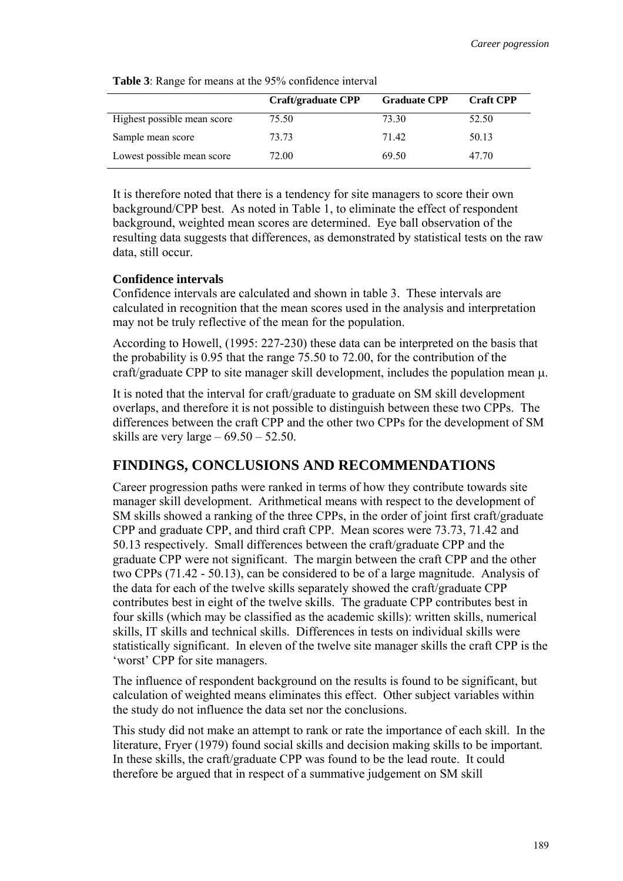**Table 3**: Range for means at the 95% confidence interval

| | Craft/graduate CPP | Graduate CPP | Craft CPP |
|---|---|---|---|
| Highest possible mean score | 75.50 | 73.30 | 52.50 |
| Sample mean score | 73.73 | 71.42 | 50.13 |
| Lowest possible mean score | 72.00 | 69.50 | 47.70 |

It is therefore noted that there is a tendency for site managers to score their own background/CPP best. As noted in Table 1, to eliminate the effect of respondent background, weighted mean scores are determined. Eye ball observation of the resulting data suggests that differences, as demonstrated by statistical tests on the raw data, still occur.

**Confidence intervals**

Confidence intervals are calculated and shown in table 3. These intervals are calculated in recognition that the mean scores used in the analysis and interpretation may not be truly reflective of the mean for the population.

According to Howell, (1995: 227-230) these data can be interpreted on the basis that the probability is 0.95 that the range 75.50 to 72.00, for the contribution of the craft/graduate CPP to site manager skill development, includes the population mean $\mu$.

It is noted that the interval for craft/graduate to graduate on SM skill development overlaps, and therefore it is not possible to distinguish between these two CPPs. The differences between the craft CPP and the other two CPPs for the development of SM skills are very large – 69.50 – 52.50.

## FINDINGS, CONCLUSIONS AND RECOMMENDATIONS

Career progression paths were ranked in terms of how they contribute towards site manager skill development. Arithmetical means with respect to the development of SM skills showed a ranking of the three CPPs, in the order of joint first craft/graduate CPP and graduate CPP, and third craft CPP. Mean scores were 73.73, 71.42 and 50.13 respectively. Small differences between the craft/graduate CPP and the graduate CPP were not significant. The margin between the craft CPP and the other two CPPs (71.42 - 50.13), can be considered to be of a large magnitude. Analysis of the data for each of the twelve skills separately showed the craft/graduate CPP contributes best in eight of the twelve skills. The graduate CPP contributes best in four skills (which may be classified as the academic skills): written skills, numerical skills, IT skills and technical skills. Differences in tests on individual skills were statistically significant. In eleven of the twelve site manager skills the craft CPP is the 'worst' CPP for site managers.

The influence of respondent background on the results is found to be significant, but calculation of weighted means eliminates this effect. Other subject variables within the study do not influence the data set nor the conclusions.

This study did not make an attempt to rank or rate the importance of each skill. In the literature, Fryer (1979) found social skills and decision making skills to be important. In these skills, the craft/graduate CPP was found to be the lead route. It could therefore be argued that in respect of a summative judgement on SM skill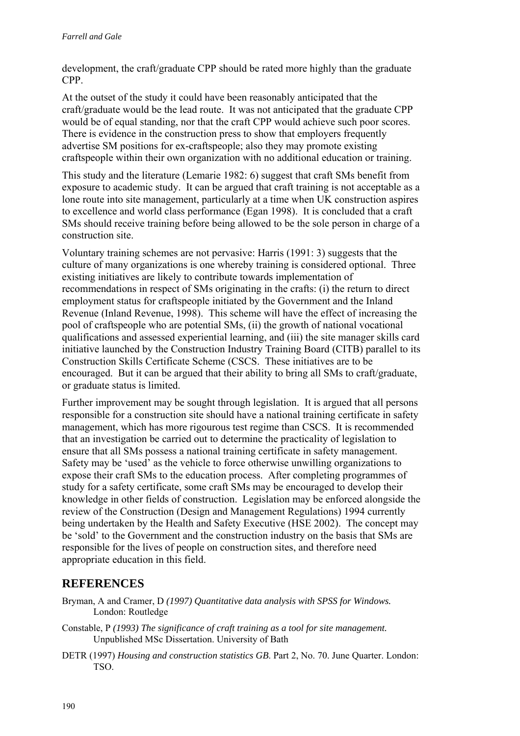development, the craft/graduate CPP should be rated more highly than the graduate CPP.

At the outset of the study it could have been reasonably anticipated that the craft/graduate would be the lead route. It was not anticipated that the graduate CPP would be of equal standing, nor that the craft CPP would achieve such poor scores. There is evidence in the construction press to show that employers frequently advertise SM positions for ex-craftspeople; also they may promote existing craftspeople within their own organization with no additional education or training.

This study and the literature (Lemarie 1982: 6) suggest that craft SMs benefit from exposure to academic study. It can be argued that craft training is not acceptable as a lone route into site management, particularly at a time when UK construction aspires to excellence and world class performance (Egan 1998). It is concluded that a craft SMs should receive training before being allowed to be the sole person in charge of a construction site.

Voluntary training schemes are not pervasive: Harris (1991: 3) suggests that the culture of many organizations is one whereby training is considered optional. Three existing initiatives are likely to contribute towards implementation of recommendations in respect of SMs originating in the crafts: (i) the return to direct employment status for craftspeople initiated by the Government and the Inland Revenue (Inland Revenue, 1998). This scheme will have the effect of increasing the pool of craftspeople who are potential SMs, (ii) the growth of national vocational qualifications and assessed experiential learning, and (iii) the site manager skills card initiative launched by the Construction Industry Training Board (CITB) parallel to its Construction Skills Certificate Scheme (CSCS. These initiatives are to be encouraged. But it can be argued that their ability to bring all SMs to craft/graduate, or graduate status is limited.

Further improvement may be sought through legislation. It is argued that all persons responsible for a construction site should have a national training certificate in safety management, which has more rigourous test regime than CSCS. It is recommended that an investigation be carried out to determine the practicality of legislation to ensure that all SMs possess a national training certificate in safety management. Safety may be 'used' as the vehicle to force otherwise unwilling organizations to expose their craft SMs to the education process. After completing programmes of study for a safety certificate, some craft SMs may be encouraged to develop their knowledge in other fields of construction. Legislation may be enforced alongside the review of the Construction (Design and Management Regulations) 1994 currently being undertaken by the Health and Safety Executive (HSE 2002). The concept may be 'sold' to the Government and the construction industry on the basis that SMs are responsible for the lives of people on construction sites, and therefore need appropriate education in this field.

## REFERENCES

Bryman, A and Cramer, D *(1997) Quantitative data analysis with SPSS for Windows.* London: Routledge

Constable, P *(1993) The significance of craft training as a tool for site management.* Unpublished MSc Dissertation. University of Bath

DETR (1997) *Housing and construction statistics GB.* Part 2, No. 70. June Quarter. London: TSO.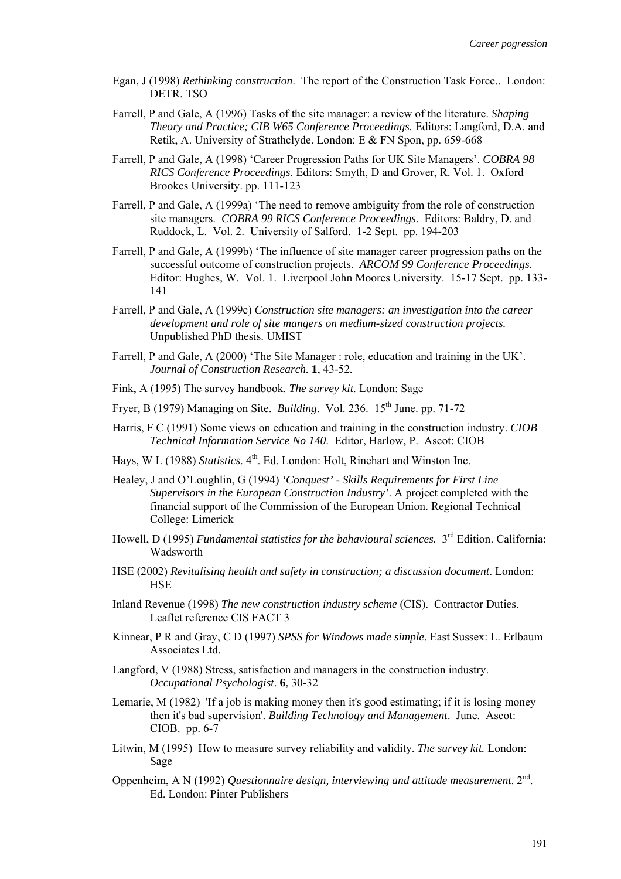Egan, J (1998) *Rethinking construction*. The report of the Construction Task Force.. London: DETR. TSO

Farrell, P and Gale, A (1996) Tasks of the site manager: a review of the literature. *Shaping Theory and Practice; CIB W65 Conference Proceedings.* Editors: Langford, D.A. and Retik, A. University of Strathclyde. London: E & FN Spon, pp. 659-668

Farrell, P and Gale, A (1998) 'Career Progression Paths for UK Site Managers'. *COBRA 98 RICS Conference Proceedings*. Editors: Smyth, D and Grover, R. Vol. 1. Oxford Brookes University. pp. 111-123

Farrell, P and Gale, A (1999a) 'The need to remove ambiguity from the role of construction site managers. *COBRA 99 RICS Conference Proceedings*. Editors: Baldry, D. and Ruddock, L. Vol. 2. University of Salford. 1-2 Sept. pp. 194-203

Farrell, P and Gale, A (1999b) 'The influence of site manager career progression paths on the successful outcome of construction projects. *ARCOM 99 Conference Proceedings*. Editor: Hughes, W. Vol. 1. Liverpool John Moores University. 15-17 Sept. pp. 133-141

Farrell, P and Gale, A (1999c) *Construction site managers: an investigation into the career development and role of site mangers on medium-sized construction projects.* Unpublished PhD thesis. UMIST

Farrell, P and Gale, A (2000) 'The Site Manager : role, education and training in the UK'. *Journal of Construction Research.* **1**, 43-52.

Fink, A (1995) The survey handbook. *The survey kit.* London: Sage

Fryer, B (1979) Managing on Site. *Building*. Vol. 236. 15th June. pp. 71-72

Harris, F C (1991) Some views on education and training in the construction industry. *CIOB Technical Information Service No 140*. Editor, Harlow, P. Ascot: CIOB

Hays, W L (1988) *Statistics*. 4th. Ed. London: Holt, Rinehart and Winston Inc.

Healey, J and O'Loughlin, G (1994) *'Conquest' - Skills Requirements for First Line Supervisors in the European Construction Industry'*. A project completed with the financial support of the Commission of the European Union. Regional Technical College: Limerick

Howell, D (1995) *Fundamental statistics for the behavioural sciences.* 3rd Edition. California: Wadsworth

HSE (2002) *Revitalising health and safety in construction; a discussion document*. London: HSE

Inland Revenue (1998) *The new construction industry scheme* (CIS). Contractor Duties. Leaflet reference CIS FACT 3

Kinnear, P R and Gray, C D (1997) *SPSS for Windows made simple*. East Sussex: L. Erlbaum Associates Ltd.

Langford, V (1988) Stress, satisfaction and managers in the construction industry. *Occupational Psychologist*. **6**, 30-32

Lemarie, M (1982) 'If a job is making money then it's good estimating; if it is losing money then it's bad supervision'. *Building Technology and Management*. June. Ascot: CIOB. pp. 6-7

Litwin, M (1995) How to measure survey reliability and validity. *The survey kit.* London: Sage

Oppenheim, A N (1992) *Questionnaire design, interviewing and attitude measurement*. 2nd. Ed. London: Pinter Publishers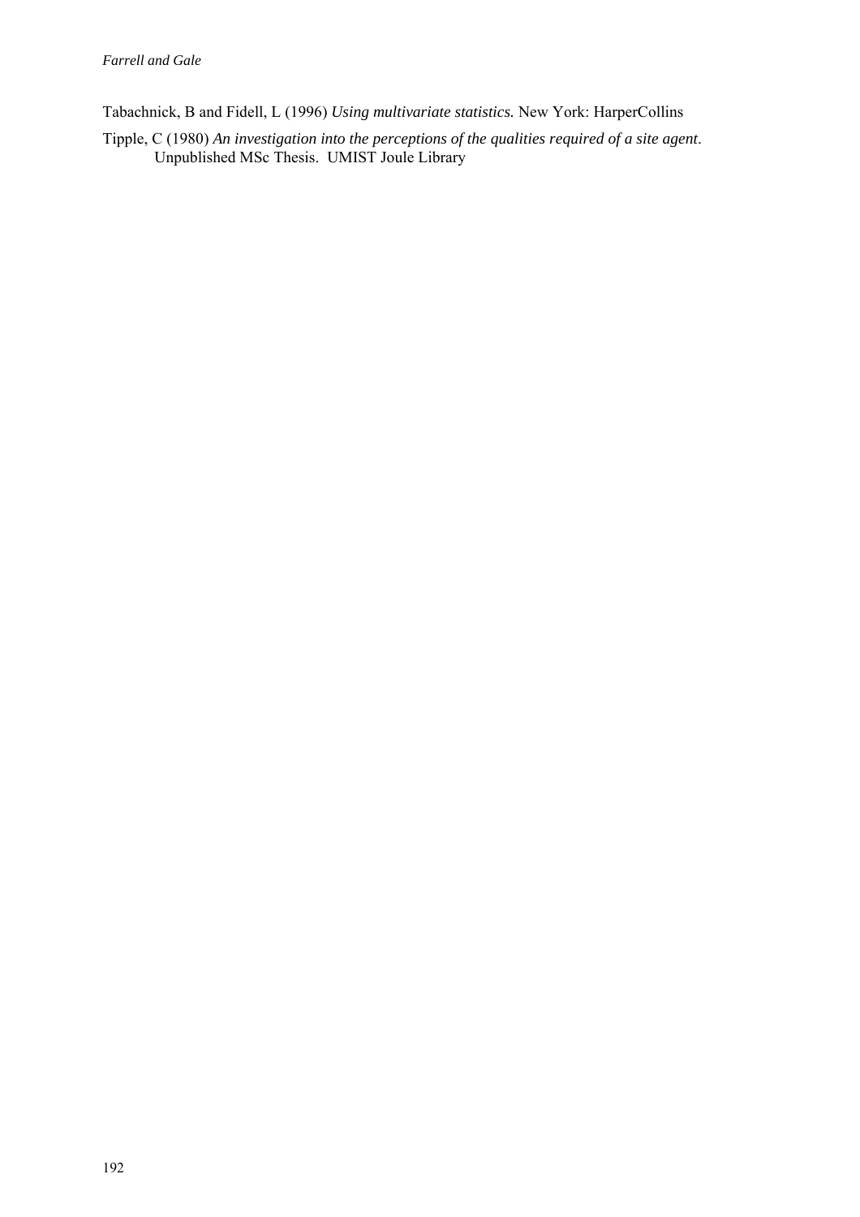Tabachnick, B and Fidell, L (1996) *Using multivariate statistics.* New York: HarperCollins

Tipple, C (1980) *An investigation into the perceptions of the qualities required of a site agent*. Unpublished MSc Thesis. UMIST Joule Library